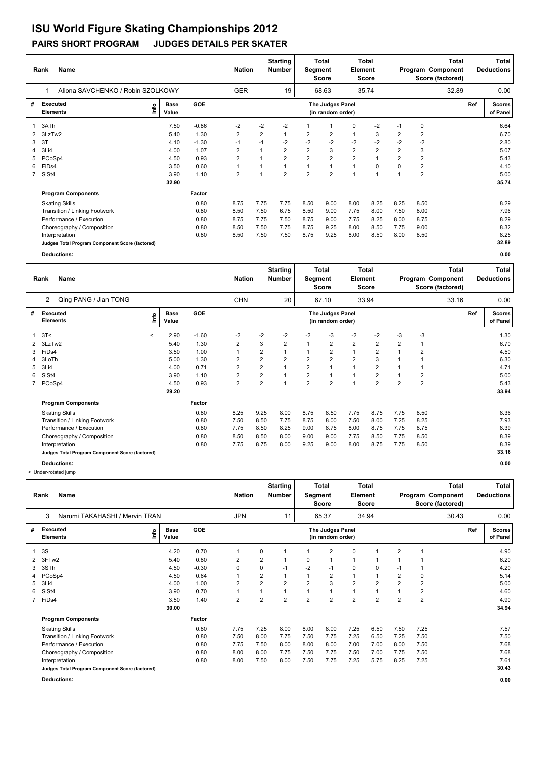# ISU World Figure Skating Championships 2012

## PAIRS SHORT PROGRAM JUDGES DETAILS PER SKATER

| Rank | Name | Nation | Starting Number | Total Segment Score | Total Element Score | Total Program Component Score (factored) | Total Deductions |
|---|---|---|---|---|---|---|---|
| 1 | Aliona SAVCHENKO / Robin SZOLKOWY | GER | 19 | 68.63 | 35.74 | 32.89 | 0.00 |

| # | Executed Elements | Info | Base Value | GOE | The Judges Panel (in random order) | | | | | | | | | Ref | Scores of Panel |
|---|---|---|---|---|---|---|---|---|---|---|---|---|---|---|---|
| 1 | 3ATh | | 7.50 | -0.86 | -2 | -2 | -2 | 1 | 1 | 0 | -2 | -1 | 0 | | 6.64 |
| 2 | 3LzTw2 | | 5.40 | 1.30 | 2 | 2 | 1 | 2 | 2 | 1 | 3 | 2 | 2 | | 6.70 |
| 3 | 3T | | 4.10 | -1.30 | -1 | -1 | -2 | -2 | -2 | -2 | -2 | -2 | -2 | | 2.80 |
| 4 | 3Li4 | | 4.00 | 1.07 | 2 | 1 | 2 | 2 | 3 | 2 | 2 | 2 | 3 | | 5.07 |
| 5 | PCoSp4 | | 4.50 | 0.93 | 2 | 1 | 2 | 2 | 2 | 2 | 1 | 2 | 2 | | 5.43 |
| 6 | FiDs4 | | 3.50 | 0.60 | 1 | 1 | 1 | 1 | 1 | 1 | 0 | 0 | 2 | | 4.10 |
| 7 | SlSt4 | | 3.90 | 1.10 | 2 | 1 | 2 | 2 | 2 | 1 | 1 | 1 | 2 | | 5.00 |
| | | | 32.90 | | | | | | | | | | | | 35.74 |
| | **Program Components** | | | Factor | | | | | | | | | | | |
| | Skating Skills | | | 0.80 | 8.75 | 7.75 | 7.75 | 8.50 | 9.00 | 8.00 | 8.25 | 8.25 | 8.50 | | 8.29 |
| | Transition / Linking Footwork | | | 0.80 | 8.50 | 7.50 | 6.75 | 8.50 | 9.00 | 7.75 | 8.00 | 7.50 | 8.00 | | 7.96 |
| | Performance / Execution | | | 0.80 | 8.75 | 7.75 | 7.50 | 8.75 | 9.00 | 7.75 | 8.25 | 8.00 | 8.75 | | 8.29 |
| | Choreography / Composition | | | 0.80 | 8.50 | 7.50 | 7.75 | 8.75 | 9.25 | 8.00 | 8.50 | 7.75 | 9.00 | | 8.32 |
| | Interpretation | | | 0.80 | 8.50 | 7.50 | 7.50 | 8.75 | 9.25 | 8.00 | 8.50 | 8.00 | 8.50 | | 8.25 |
| | Judges Total Program Component Score (factored) | | | | | | | | | | | | | | 32.89 |
| | **Deductions:** | | | | | | | | | | | | | | 0.00 |

| Rank | Name | Nation | Starting Number | Total Segment Score | Total Element Score | Total Program Component Score (factored) | Total Deductions |
|---|---|---|---|---|---|---|---|
| 2 | Qing PANG / Jian TONG | CHN | 20 | 67.10 | 33.94 | 33.16 | 0.00 |

| # | Executed Elements | Info | Base Value | GOE | The Judges Panel (in random order) | | | | | | | | | Ref | Scores of Panel |
|---|---|---|---|---|---|---|---|---|---|---|---|---|---|---|---|
| 1 | 3T< | < | 2.90 | -1.60 | -2 | -2 | -2 | -2 | -3 | -2 | -2 | -3 | -3 | | 1.30 |
| 2 | 3LzTw2 | | 5.40 | 1.30 | 2 | 3 | 2 | 1 | 2 | 2 | 2 | 2 | 1 | | 6.70 |
| 3 | FiDs4 | | 3.50 | 1.00 | 1 | 2 | 1 | 1 | 2 | 1 | 2 | 1 | 2 | | 4.50 |
| 4 | 3LoTh | | 5.00 | 1.30 | 2 | 2 | 2 | 2 | 2 | 2 | 3 | 1 | 1 | | 6.30 |
| 5 | 3Li4 | | 4.00 | 0.71 | 2 | 2 | 1 | 2 | 1 | 1 | 2 | 1 | 1 | | 4.71 |
| 6 | SlSt4 | | 3.90 | 1.10 | 2 | 2 | 1 | 2 | 1 | 1 | 2 | 1 | 2 | | 5.00 |
| 7 | PCoSp4 | | 4.50 | 0.93 | 2 | 2 | 1 | 2 | 2 | 1 | 2 | 2 | 2 | | 5.43 |
| | | | 29.20 | | | | | | | | | | | | 33.94 |
| | **Program Components** | | | Factor | | | | | | | | | | | |
| | Skating Skills | | | 0.80 | 8.25 | 9.25 | 8.00 | 8.75 | 8.50 | 7.75 | 8.75 | 7.75 | 8.50 | | 8.36 |
| | Transition / Linking Footwork | | | 0.80 | 7.50 | 8.50 | 7.75 | 8.75 | 8.00 | 7.50 | 8.00 | 7.25 | 8.25 | | 7.93 |
| | Performance / Execution | | | 0.80 | 7.75 | 8.50 | 8.25 | 9.00 | 8.75 | 8.00 | 8.75 | 7.75 | 8.75 | | 8.39 |
| | Choreography / Composition | | | 0.80 | 8.50 | 8.50 | 8.00 | 9.00 | 9.00 | 7.75 | 8.50 | 7.75 | 8.50 | | 8.39 |
| | Interpretation | | | 0.80 | 7.75 | 8.75 | 8.00 | 9.25 | 9.00 | 8.00 | 8.75 | 7.75 | 8.50 | | 8.39 |
| | Judges Total Program Component Score (factored) | | | | | | | | | | | | | | 33.16 |
| | **Deductions:** | | | | | | | | | | | | | | 0.00 |

< Under-rotated jump

| Rank | Name | Nation | Starting Number | Total Segment Score | Total Element Score | Total Program Component Score (factored) | Total Deductions |
|---|---|---|---|---|---|---|---|
| 3 | Narumi TAKAHASHI / Mervin TRAN | JPN | 11 | 65.37 | 34.94 | 30.43 | 0.00 |

| # | Executed Elements | Info | Base Value | GOE | The Judges Panel (in random order) | | | | | | | | | Ref | Scores of Panel |
|---|---|---|---|---|---|---|---|---|---|---|---|---|---|---|---|
| 1 | 3S | | 4.20 | 0.70 | 1 | 0 | 1 | 1 | 2 | 0 | 1 | 2 | 1 | | 4.90 |
| 2 | 3FTw2 | | 5.40 | 0.80 | 2 | 2 | 1 | 0 | 1 | 1 | 1 | 1 | 1 | | 6.20 |
| 3 | 3STh | | 4.50 | -0.30 | 0 | 0 | -1 | -2 | -1 | 0 | 0 | -1 | 1 | | 4.20 |
| 4 | PCoSp4 | | 4.50 | 0.64 | 1 | 2 | 1 | 1 | 2 | 1 | 1 | 2 | 0 | | 5.14 |
| 5 | 3Li4 | | 4.00 | 1.00 | 2 | 2 | 2 | 2 | 3 | 2 | 2 | 2 | 2 | | 5.00 |
| 6 | SlSt4 | | 3.90 | 0.70 | 1 | 1 | 1 | 1 | 1 | 1 | 1 | 1 | 2 | | 4.60 |
| 7 | FiDs4 | | 3.50 | 1.40 | 2 | 2 | 2 | 2 | 2 | 2 | 2 | 2 | 2 | | 4.90 |
| | | | 30.00 | | | | | | | | | | | | 34.94 |
| | **Program Components** | | | Factor | | | | | | | | | | | |
| | Skating Skills | | | 0.80 | 7.75 | 7.25 | 8.00 | 8.00 | 8.00 | 7.25 | 6.50 | 7.50 | 7.25 | | 7.57 |
| | Transition / Linking Footwork | | | 0.80 | 7.50 | 8.00 | 7.75 | 7.50 | 7.75 | 7.25 | 6.50 | 7.25 | 7.50 | | 7.50 |
| | Performance / Execution | | | 0.80 | 7.75 | 7.50 | 8.00 | 8.00 | 8.00 | 7.00 | 7.00 | 8.00 | 7.50 | | 7.68 |
| | Choreography / Composition | | | 0.80 | 8.00 | 8.00 | 7.75 | 7.50 | 7.75 | 7.50 | 7.00 | 7.75 | 7.50 | | 7.68 |
| | Interpretation | | | 0.80 | 8.00 | 7.50 | 8.00 | 7.50 | 7.75 | 7.25 | 5.75 | 8.25 | 7.25 | | 7.61 |
| | Judges Total Program Component Score (factored) | | | | | | | | | | | | | | 30.43 |
| | **Deductions:** | | | | | | | | | | | | | | 0.00 |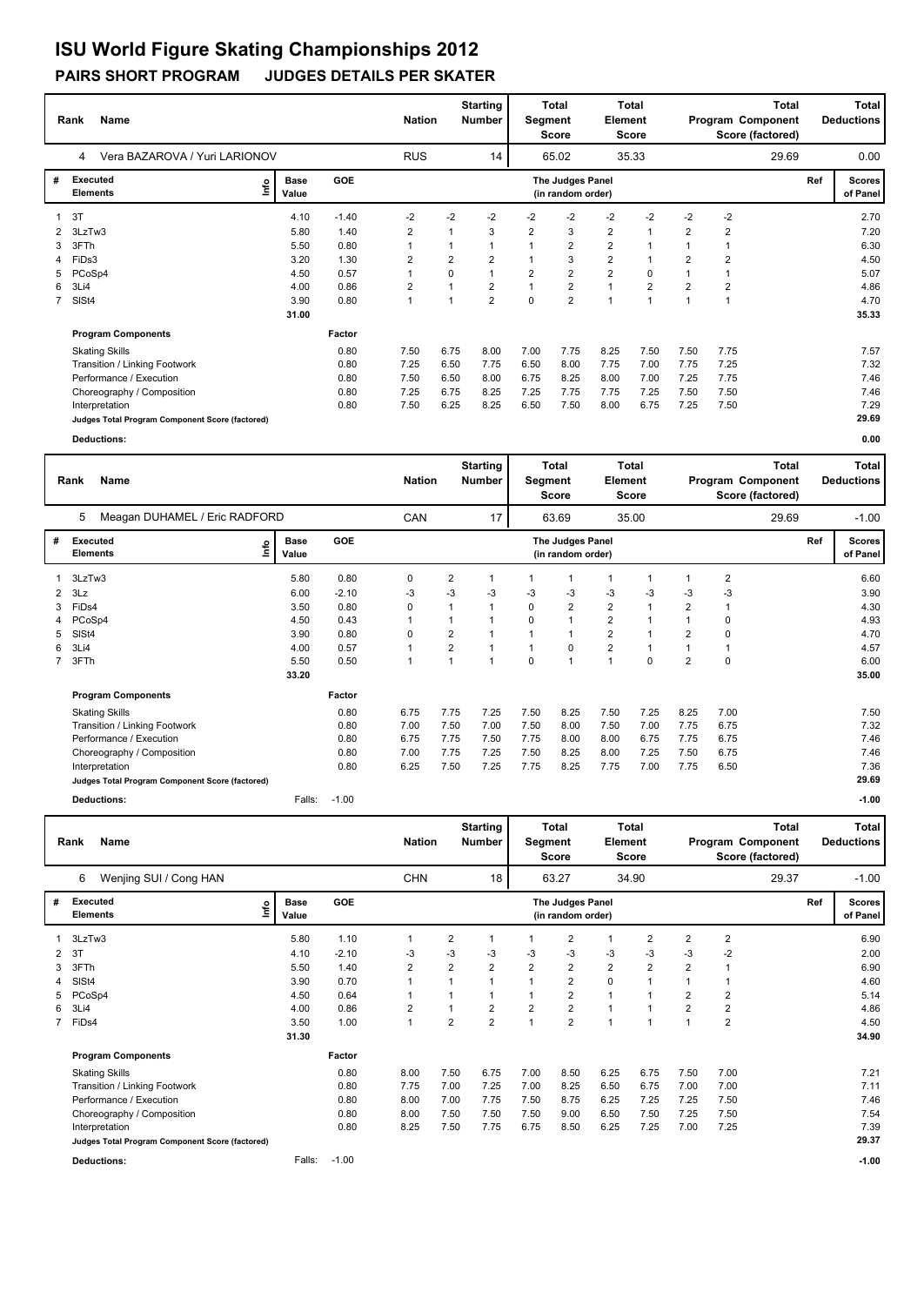# ISU World Figure Skating Championships 2012

## PAIRS SHORT PROGRAM JUDGES DETAILS PER SKATER

| Rank | Name | Nation | Starting Number | Total Segment Score | Total Element Score | Total Program Component Score (factored) | Total Deductions |
|---|---|---|---|---|---|---|---|
| 4 | Vera BAZAROVA / Yuri LARIONOV | RUS | 14 | 65.02 | 35.33 | 29.69 | 0.00 |

| # | Executed Elements | Info | Base Value | GOE | J1 | J2 | J3 | J4 | J5 | J6 | J7 | J8 | J9 | Ref | Scores of Panel |
|---|---|---|---|---|---|---|---|---|---|---|---|---|---|---|---|
| 1 | 3T | | 4.10 | -1.40 | -2 | -2 | -2 | -2 | -2 | -2 | -2 | -2 | -2 | | 2.70 |
| 2 | 3LzTw3 | | 5.80 | 1.40 | 2 | 1 | 3 | 2 | 3 | 2 | 1 | 2 | 2 | | 7.20 |
| 3 | 3FTh | | 5.50 | 0.80 | 1 | 1 | 1 | 1 | 2 | 2 | 1 | 1 | 1 | | 6.30 |
| 4 | FiDs3 | | 3.20 | 1.30 | 2 | 2 | 2 | 1 | 3 | 2 | 1 | 2 | 2 | | 4.50 |
| 5 | PCoSp4 | | 4.50 | 0.57 | 1 | 0 | 1 | 2 | 2 | 2 | 0 | 1 | 1 | | 5.07 |
| 6 | 3Li4 | | 4.00 | 0.86 | 2 | 1 | 2 | 1 | 2 | 1 | 2 | 2 | 2 | | 4.86 |
| 7 | SlSt4 | | 3.90 | 0.80 | 1 | 1 | 2 | 0 | 2 | 1 | 1 | 1 | 1 | | 4.70 |
| | | | 31.00 | | | | | | | | | | | | 35.33 |

| Program Components | Factor | J1 | J2 | J3 | J4 | J5 | J6 | J7 | J8 | J9 | Scores of Panel |
|---|---|---|---|---|---|---|---|---|---|---|---|
| Skating Skills | 0.80 | 7.50 | 6.75 | 8.00 | 7.00 | 7.75 | 8.25 | 7.50 | 7.50 | 7.75 | 7.57 |
| Transition / Linking Footwork | 0.80 | 7.25 | 6.50 | 7.75 | 6.50 | 8.00 | 7.75 | 7.00 | 7.75 | 7.25 | 7.32 |
| Performance / Execution | 0.80 | 7.50 | 6.50 | 8.00 | 6.75 | 8.25 | 8.00 | 7.00 | 7.25 | 7.75 | 7.46 |
| Choreography / Composition | 0.80 | 7.25 | 6.75 | 8.25 | 7.25 | 7.75 | 7.75 | 7.25 | 7.50 | 7.50 | 7.46 |
| Interpretation | 0.80 | 7.50 | 6.25 | 8.25 | 6.50 | 7.50 | 8.00 | 6.75 | 7.25 | 7.50 | 7.29 |
| Judges Total Program Component Score (factored) | | | | | | | | | | | 29.69 |

Deductions: 0.00

| Rank | Name | Nation | Starting Number | Total Segment Score | Total Element Score | Total Program Component Score (factored) | Total Deductions |
|---|---|---|---|---|---|---|---|
| 5 | Meagan DUHAMEL / Eric RADFORD | CAN | 17 | 63.69 | 35.00 | 29.69 | -1.00 |

| # | Executed Elements | Info | Base Value | GOE | J1 | J2 | J3 | J4 | J5 | J6 | J7 | J8 | J9 | Ref | Scores of Panel |
|---|---|---|---|---|---|---|---|---|---|---|---|---|---|---|---|
| 1 | 3LzTw3 | | 5.80 | 0.80 | 0 | 2 | 1 | 1 | 1 | 1 | 1 | 1 | 2 | | 6.60 |
| 2 | 3Lz | | 6.00 | -2.10 | -3 | -3 | -3 | -3 | -3 | -3 | -3 | -3 | -3 | | 3.90 |
| 3 | FiDs4 | | 3.50 | 0.80 | 0 | 1 | 1 | 0 | 2 | 2 | 1 | 2 | 1 | | 4.30 |
| 4 | PCoSp4 | | 4.50 | 0.43 | 1 | 1 | 1 | 0 | 1 | 2 | 1 | 1 | 0 | | 4.93 |
| 5 | SlSt4 | | 3.90 | 0.80 | 0 | 2 | 1 | 1 | 1 | 2 | 1 | 2 | 0 | | 4.70 |
| 6 | 3Li4 | | 4.00 | 0.57 | 1 | 2 | 1 | 1 | 0 | 2 | 1 | 1 | 1 | | 4.57 |
| 7 | 3FTh | | 5.50 | 0.50 | 1 | 1 | 1 | 0 | 1 | 1 | 0 | 2 | 0 | | 6.00 |
| | | | 33.20 | | | | | | | | | | | | 35.00 |

| Program Components | Factor | J1 | J2 | J3 | J4 | J5 | J6 | J7 | J8 | J9 | Scores of Panel |
|---|---|---|---|---|---|---|---|---|---|---|---|
| Skating Skills | 0.80 | 6.75 | 7.75 | 7.25 | 7.50 | 8.25 | 7.50 | 7.25 | 8.25 | 7.00 | 7.50 |
| Transition / Linking Footwork | 0.80 | 7.00 | 7.50 | 7.00 | 7.50 | 8.00 | 7.50 | 7.00 | 7.75 | 6.75 | 7.32 |
| Performance / Execution | 0.80 | 6.75 | 7.75 | 7.50 | 7.75 | 8.00 | 8.00 | 6.75 | 7.75 | 6.75 | 7.46 |
| Choreography / Composition | 0.80 | 7.00 | 7.75 | 7.25 | 7.50 | 8.25 | 8.00 | 7.25 | 7.50 | 6.75 | 7.46 |
| Interpretation | 0.80 | 6.25 | 7.50 | 7.25 | 7.75 | 8.25 | 7.75 | 7.00 | 7.75 | 6.50 | 7.36 |
| Judges Total Program Component Score (factored) | | | | | | | | | | | 29.69 |

Deductions: Falls: -1.00 — -1.00

| Rank | Name | Nation | Starting Number | Total Segment Score | Total Element Score | Total Program Component Score (factored) | Total Deductions |
|---|---|---|---|---|---|---|---|
| 6 | Wenjing SUI / Cong HAN | CHN | 18 | 63.27 | 34.90 | 29.37 | -1.00 |

| # | Executed Elements | Info | Base Value | GOE | J1 | J2 | J3 | J4 | J5 | J6 | J7 | J8 | J9 | Ref | Scores of Panel |
|---|---|---|---|---|---|---|---|---|---|---|---|---|---|---|---|
| 1 | 3LzTw3 | | 5.80 | 1.10 | 1 | 2 | 1 | 1 | 2 | 1 | 2 | 2 | 2 | | 6.90 |
| 2 | 3T | | 4.10 | -2.10 | -3 | -3 | -3 | -3 | -3 | -3 | -3 | -3 | -2 | | 2.00 |
| 3 | 3FTh | | 5.50 | 1.40 | 2 | 2 | 2 | 2 | 2 | 2 | 2 | 2 | 1 | | 6.90 |
| 4 | SlSt4 | | 3.90 | 0.70 | 1 | 1 | 1 | 1 | 2 | 0 | 1 | 1 | 1 | | 4.60 |
| 5 | PCoSp4 | | 4.50 | 0.64 | 1 | 1 | 1 | 1 | 2 | 1 | 1 | 2 | 2 | | 5.14 |
| 6 | 3Li4 | | 4.00 | 0.86 | 2 | 1 | 2 | 2 | 2 | 1 | 1 | 2 | 2 | | 4.86 |
| 7 | FiDs4 | | 3.50 | 1.00 | 1 | 2 | 2 | 1 | 2 | 1 | 1 | 1 | 2 | | 4.50 |
| | | | 31.30 | | | | | | | | | | | | 34.90 |

| Program Components | Factor | J1 | J2 | J3 | J4 | J5 | J6 | J7 | J8 | J9 | Scores of Panel |
|---|---|---|---|---|---|---|---|---|---|---|---|
| Skating Skills | 0.80 | 8.00 | 7.50 | 6.75 | 7.00 | 8.50 | 6.25 | 6.75 | 7.50 | 7.00 | 7.21 |
| Transition / Linking Footwork | 0.80 | 7.75 | 7.00 | 7.25 | 7.00 | 8.25 | 6.50 | 6.75 | 7.00 | 7.00 | 7.11 |
| Performance / Execution | 0.80 | 8.00 | 7.00 | 7.75 | 7.50 | 8.75 | 6.25 | 7.25 | 7.25 | 7.50 | 7.46 |
| Choreography / Composition | 0.80 | 8.00 | 7.50 | 7.50 | 7.50 | 9.00 | 6.50 | 7.50 | 7.25 | 7.50 | 7.54 |
| Interpretation | 0.80 | 8.25 | 7.50 | 7.75 | 6.75 | 8.50 | 6.25 | 7.25 | 7.00 | 7.25 | 7.39 |
| Judges Total Program Component Score (factored) | | | | | | | | | | | 29.37 |

Deductions: Falls: -1.00 — -1.00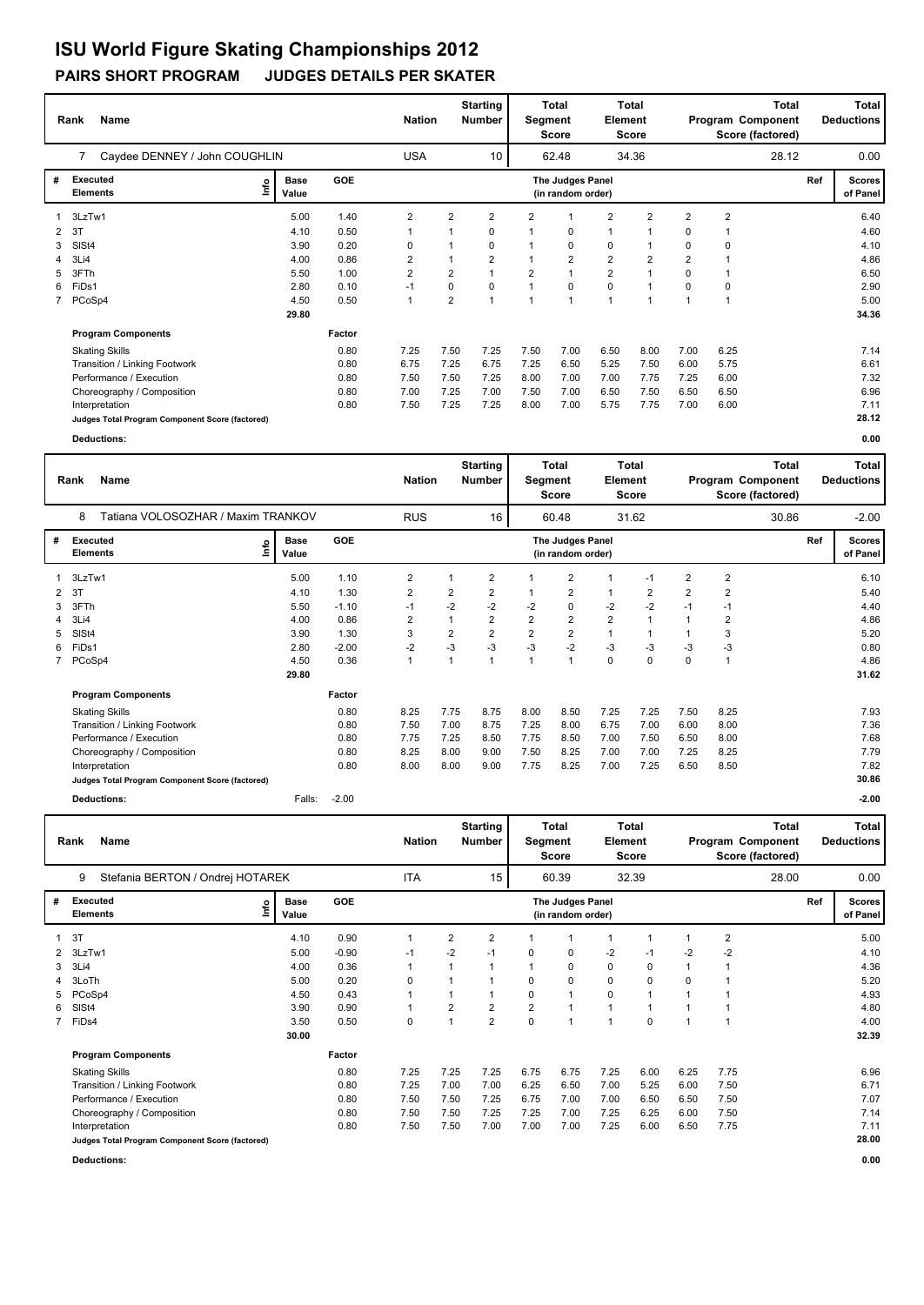# ISU World Figure Skating Championships 2012

## PAIRS SHORT PROGRAM JUDGES DETAILS PER SKATER

| Rank | Name | Nation | Starting Number | Total Segment Score | Total Element Score | Total Program Component Score (factored) | Total Deductions |
|---|---|---|---|---|---|---|---|
| 7 | Caydee DENNEY / John COUGHLIN | USA | 10 | 62.48 | 34.36 | 28.12 | 0.00 |

| # | Executed Elements | Info | Base Value | GOE | J1 | J2 | J3 | J4 | J5 | J6 | J7 | J8 | J9 | Ref | Scores of Panel |
|---|---|---|---|---|---|---|---|---|---|---|---|---|---|---|---|
| 1 | 3LzTw1 | | 5.00 | 1.40 | 2 | 2 | 2 | 2 | 1 | 2 | 2 | 2 | 2 | | 6.40 |
| 2 | 3T | | 4.10 | 0.50 | 1 | 1 | 0 | 1 | 0 | 1 | 1 | 0 | 1 | | 4.60 |
| 3 | SlSt4 | | 3.90 | 0.20 | 0 | 1 | 0 | 1 | 0 | 0 | 1 | 0 | 0 | | 4.10 |
| 4 | 3Li4 | | 4.00 | 0.86 | 2 | 1 | 2 | 1 | 2 | 2 | 2 | 2 | 1 | | 4.86 |
| 5 | 3FTh | | 5.50 | 1.00 | 2 | 2 | 1 | 2 | 1 | 2 | 1 | 0 | 1 | | 6.50 |
| 6 | FiDs1 | | 2.80 | 0.10 | -1 | 0 | 0 | 1 | 0 | 0 | 1 | 0 | 0 | | 2.90 |
| 7 | PCoSp4 | | 4.50 | 0.50 | 1 | 2 | 1 | 1 | 1 | 1 | 1 | 1 | 1 | | 5.00 |
| | | | 29.80 | | | | | | | | | | | | 34.36 |

| Program Components | Factor | J1 | J2 | J3 | J4 | J5 | J6 | J7 | J8 | J9 | Scores of Panel |
|---|---|---|---|---|---|---|---|---|---|---|---|
| Skating Skills | 0.80 | 7.25 | 7.50 | 7.25 | 7.50 | 7.00 | 6.50 | 8.00 | 7.00 | 6.25 | 7.14 |
| Transition / Linking Footwork | 0.80 | 6.75 | 7.25 | 6.75 | 7.25 | 6.50 | 5.25 | 7.50 | 6.00 | 5.75 | 6.61 |
| Performance / Execution | 0.80 | 7.50 | 7.50 | 7.25 | 8.00 | 7.00 | 7.00 | 7.75 | 7.25 | 6.00 | 7.32 |
| Choreography / Composition | 0.80 | 7.00 | 7.25 | 7.00 | 7.50 | 7.00 | 6.50 | 7.50 | 6.50 | 6.50 | 6.96 |
| Interpretation | 0.80 | 7.50 | 7.25 | 7.25 | 8.00 | 7.00 | 5.75 | 7.75 | 7.00 | 6.00 | 7.11 |
| Judges Total Program Component Score (factored) | | | | | | | | | | | 28.12 |

**Deductions:** 0.00

| Rank | Name | Nation | Starting Number | Total Segment Score | Total Element Score | Total Program Component Score (factored) | Total Deductions |
|---|---|---|---|---|---|---|---|
| 8 | Tatiana VOLOSOZHAR / Maxim TRANKOV | RUS | 16 | 60.48 | 31.62 | 30.86 | -2.00 |

| # | Executed Elements | Info | Base Value | GOE | J1 | J2 | J3 | J4 | J5 | J6 | J7 | J8 | J9 | Ref | Scores of Panel |
|---|---|---|---|---|---|---|---|---|---|---|---|---|---|---|---|
| 1 | 3LzTw1 | | 5.00 | 1.10 | 2 | 1 | 2 | 1 | 2 | 1 | -1 | 2 | 2 | | 6.10 |
| 2 | 3T | | 4.10 | 1.30 | 2 | 2 | 2 | 1 | 2 | 1 | 2 | 2 | 2 | | 5.40 |
| 3 | 3FTh | | 5.50 | -1.10 | -1 | -2 | -2 | -2 | 0 | -2 | -2 | -1 | -1 | | 4.40 |
| 4 | 3Li4 | | 4.00 | 0.86 | 2 | 1 | 2 | 2 | 2 | 2 | 1 | 1 | 2 | | 4.86 |
| 5 | SlSt4 | | 3.90 | 1.30 | 3 | 2 | 2 | 2 | 2 | 1 | 1 | 1 | 3 | | 5.20 |
| 6 | FiDs1 | | 2.80 | -2.00 | -2 | -3 | -3 | -3 | -2 | -3 | -3 | -3 | -3 | | 0.80 |
| 7 | PCoSp4 | | 4.50 | 0.36 | 1 | 1 | 1 | 1 | 1 | 0 | 0 | 0 | 1 | | 4.86 |
| | | | 29.80 | | | | | | | | | | | | 31.62 |

| Program Components | Factor | J1 | J2 | J3 | J4 | J5 | J6 | J7 | J8 | J9 | Scores of Panel |
|---|---|---|---|---|---|---|---|---|---|---|---|
| Skating Skills | 0.80 | 8.25 | 7.75 | 8.75 | 8.00 | 8.50 | 7.25 | 7.25 | 7.50 | 8.25 | 7.93 |
| Transition / Linking Footwork | 0.80 | 7.50 | 7.00 | 8.75 | 7.25 | 8.00 | 6.75 | 7.00 | 6.00 | 8.00 | 7.36 |
| Performance / Execution | 0.80 | 7.75 | 7.25 | 8.50 | 7.75 | 8.50 | 7.00 | 7.50 | 6.50 | 8.00 | 7.68 |
| Choreography / Composition | 0.80 | 8.25 | 8.00 | 9.00 | 7.50 | 8.25 | 7.00 | 7.00 | 7.25 | 8.25 | 7.79 |
| Interpretation | 0.80 | 8.00 | 8.00 | 9.00 | 7.75 | 8.25 | 7.00 | 7.25 | 6.50 | 8.50 | 7.82 |
| Judges Total Program Component Score (factored) | | | | | | | | | | | 30.86 |

**Deductions:** Falls: -2.00 &nbsp;&nbsp; -2.00

| Rank | Name | Nation | Starting Number | Total Segment Score | Total Element Score | Total Program Component Score (factored) | Total Deductions |
|---|---|---|---|---|---|---|---|
| 9 | Stefania BERTON / Ondrej HOTAREK | ITA | 15 | 60.39 | 32.39 | 28.00 | 0.00 |

| # | Executed Elements | Info | Base Value | GOE | J1 | J2 | J3 | J4 | J5 | J6 | J7 | J8 | J9 | Ref | Scores of Panel |
|---|---|---|---|---|---|---|---|---|---|---|---|---|---|---|---|
| 1 | 3T | | 4.10 | 0.90 | 1 | 2 | 2 | 1 | 1 | 1 | 1 | 1 | 2 | | 5.00 |
| 2 | 3LzTw1 | | 5.00 | -0.90 | -1 | -2 | -1 | 0 | 0 | -2 | -1 | -2 | -2 | | 4.10 |
| 3 | 3Li4 | | 4.00 | 0.36 | 1 | 1 | 1 | 1 | 0 | 0 | 0 | 1 | 1 | | 4.36 |
| 4 | 3LoTh | | 5.00 | 0.20 | 0 | 1 | 1 | 0 | 0 | 0 | 0 | 0 | 1 | | 5.20 |
| 5 | PCoSp4 | | 4.50 | 0.43 | 1 | 1 | 1 | 0 | 1 | 0 | 1 | 1 | 1 | | 4.93 |
| 6 | SlSt4 | | 3.90 | 0.90 | 1 | 2 | 2 | 2 | 1 | 1 | 1 | 1 | 1 | | 4.80 |
| 7 | FiDs4 | | 3.50 | 0.50 | 0 | 1 | 2 | 0 | 1 | 1 | 0 | 1 | 1 | | 4.00 |
| | | | 30.00 | | | | | | | | | | | | 32.39 |

| Program Components | Factor | J1 | J2 | J3 | J4 | J5 | J6 | J7 | J8 | J9 | Scores of Panel |
|---|---|---|---|---|---|---|---|---|---|---|---|
| Skating Skills | 0.80 | 7.25 | 7.25 | 7.25 | 6.75 | 6.75 | 7.25 | 6.00 | 6.25 | 7.75 | 6.96 |
| Transition / Linking Footwork | 0.80 | 7.25 | 7.00 | 7.00 | 6.25 | 6.50 | 7.00 | 5.25 | 6.00 | 7.50 | 6.71 |
| Performance / Execution | 0.80 | 7.50 | 7.50 | 7.25 | 6.75 | 7.00 | 7.00 | 6.50 | 6.50 | 7.50 | 7.07 |
| Choreography / Composition | 0.80 | 7.50 | 7.50 | 7.25 | 7.25 | 7.00 | 7.25 | 6.25 | 6.00 | 7.50 | 7.14 |
| Interpretation | 0.80 | 7.50 | 7.50 | 7.00 | 7.00 | 7.00 | 7.25 | 6.00 | 6.50 | 7.75 | 7.11 |
| Judges Total Program Component Score (factored) | | | | | | | | | | | 28.00 |

**Deductions:** 0.00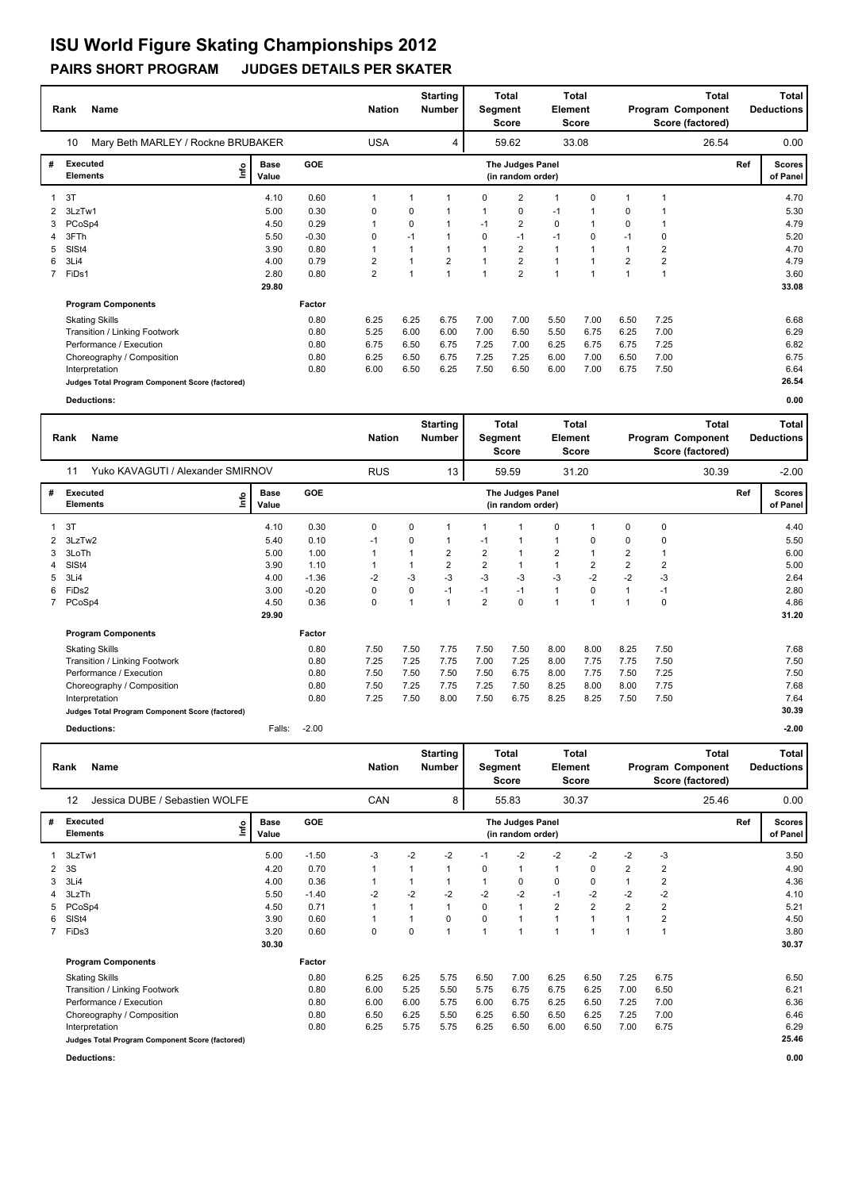# ISU World Figure Skating Championships 2012

## PAIRS SHORT PROGRAM JUDGES DETAILS PER SKATER

| Rank | Name | Nation | Starting Number | Total Segment Score | Total Element Score | Total Program Component Score (factored) | Total Deductions |
|---|---|---|---|---|---|---|---|
| 10 | Mary Beth MARLEY / Rockne BRUBAKER | USA | 4 | 59.62 | 33.08 | 26.54 | 0.00 |

| # | Executed Elements | Info | Base Value | GOE | J1 | J2 | J3 | J4 | J5 | J6 | J7 | J8 | J9 | Ref | Scores of Panel |
|---|---|---|---|---|---|---|---|---|---|---|---|---|---|---|---|
| 1 | 3T | | 4.10 | 0.60 | 1 | 1 | 1 | 0 | 2 | 1 | 0 | 1 | 1 | | 4.70 |
| 2 | 3LzTw1 | | 5.00 | 0.30 | 0 | 0 | 1 | 1 | 0 | -1 | 1 | 0 | 1 | | 5.30 |
| 3 | PCoSp4 | | 4.50 | 0.29 | 1 | 0 | 1 | -1 | 2 | 0 | 1 | 0 | 1 | | 4.79 |
| 4 | 3FTh | | 5.50 | -0.30 | 0 | -1 | 1 | 0 | -1 | -1 | 0 | -1 | 0 | | 5.20 |
| 5 | SlSt4 | | 3.90 | 0.80 | 1 | 1 | 1 | 1 | 2 | 1 | 1 | 1 | 2 | | 4.70 |
| 6 | 3Li4 | | 4.00 | 0.79 | 2 | 1 | 2 | 1 | 2 | 1 | 1 | 2 | 2 | | 4.79 |
| 7 | FiDs1 | | 2.80 | 0.80 | 2 | 1 | 1 | 1 | 2 | 1 | 1 | 1 | 1 | | 3.60 |
| | | | 29.80 | | | | | | | | | | | | 33.08 |

| Program Components | Factor | J1 | J2 | J3 | J4 | J5 | J6 | J7 | J8 | J9 | Scores of Panel |
|---|---|---|---|---|---|---|---|---|---|---|---|
| Skating Skills | 0.80 | 6.25 | 6.25 | 6.75 | 7.00 | 7.00 | 5.50 | 7.00 | 6.50 | 7.25 | 6.68 |
| Transition / Linking Footwork | 0.80 | 5.25 | 6.00 | 6.00 | 7.00 | 6.50 | 5.50 | 6.75 | 6.25 | 7.00 | 6.29 |
| Performance / Execution | 0.80 | 6.75 | 6.50 | 6.75 | 7.25 | 7.00 | 6.25 | 6.75 | 6.75 | 7.25 | 6.82 |
| Choreography / Composition | 0.80 | 6.25 | 6.50 | 6.75 | 7.25 | 7.25 | 6.00 | 7.00 | 6.50 | 7.00 | 6.75 |
| Interpretation | 0.80 | 6.00 | 6.50 | 6.25 | 7.50 | 6.50 | 6.00 | 7.00 | 6.75 | 7.50 | 6.64 |
| Judges Total Program Component Score (factored) | | | | | | | | | | | 26.54 |
| Deductions: | | | | | | | | | | | 0.00 |

| Rank | Name | Nation | Starting Number | Total Segment Score | Total Element Score | Total Program Component Score (factored) | Total Deductions |
|---|---|---|---|---|---|---|---|
| 11 | Yuko KAVAGUTI / Alexander SMIRNOV | RUS | 13 | 59.59 | 31.20 | 30.39 | -2.00 |

| # | Executed Elements | Info | Base Value | GOE | J1 | J2 | J3 | J4 | J5 | J6 | J7 | J8 | J9 | Ref | Scores of Panel |
|---|---|---|---|---|---|---|---|---|---|---|---|---|---|---|---|
| 1 | 3T | | 4.10 | 0.30 | 0 | 0 | 1 | 1 | 1 | 0 | 1 | 0 | 0 | | 4.40 |
| 2 | 3LzTw2 | | 5.40 | 0.10 | -1 | 0 | 1 | -1 | 1 | 1 | 0 | 0 | 0 | | 5.50 |
| 3 | 3LoTh | | 5.00 | 1.00 | 1 | 1 | 2 | 2 | 1 | 2 | 1 | 2 | 1 | | 6.00 |
| 4 | SlSt4 | | 3.90 | 1.10 | 1 | 1 | 2 | 2 | 1 | 1 | 2 | 2 | 2 | | 5.00 |
| 5 | 3Li4 | | 4.00 | -1.36 | -2 | -3 | -3 | -3 | -3 | -3 | -2 | -2 | -3 | | 2.64 |
| 6 | FiDs2 | | 3.00 | -0.20 | 0 | 0 | -1 | -1 | -1 | 1 | 0 | 1 | -1 | | 2.80 |
| 7 | PCoSp4 | | 4.50 | 0.36 | 0 | 1 | 1 | 2 | 0 | 1 | 1 | 1 | 0 | | 4.86 |
| | | | 29.90 | | | | | | | | | | | | 31.20 |

| Program Components | Factor | J1 | J2 | J3 | J4 | J5 | J6 | J7 | J8 | J9 | Scores of Panel |
|---|---|---|---|---|---|---|---|---|---|---|---|
| Skating Skills | 0.80 | 7.50 | 7.50 | 7.75 | 7.50 | 7.50 | 8.00 | 8.00 | 8.25 | 7.50 | 7.68 |
| Transition / Linking Footwork | 0.80 | 7.25 | 7.25 | 7.75 | 7.00 | 7.25 | 8.00 | 7.75 | 7.75 | 7.50 | 7.50 |
| Performance / Execution | 0.80 | 7.50 | 7.50 | 7.50 | 7.50 | 6.75 | 8.00 | 7.75 | 7.50 | 7.25 | 7.50 |
| Choreography / Composition | 0.80 | 7.50 | 7.25 | 7.75 | 7.25 | 7.50 | 8.25 | 8.00 | 8.00 | 7.75 | 7.68 |
| Interpretation | 0.80 | 7.25 | 7.50 | 8.00 | 7.50 | 6.75 | 8.25 | 8.25 | 7.50 | 7.50 | 7.64 |
| Judges Total Program Component Score (factored) | | | | | | | | | | | 30.39 |
| Deductions: Falls: -2.00 | | | | | | | | | | | -2.00 |

| Rank | Name | Nation | Starting Number | Total Segment Score | Total Element Score | Total Program Component Score (factored) | Total Deductions |
|---|---|---|---|---|---|---|---|
| 12 | Jessica DUBE / Sebastien WOLFE | CAN | 8 | 55.83 | 30.37 | 25.46 | 0.00 |

| # | Executed Elements | Info | Base Value | GOE | J1 | J2 | J3 | J4 | J5 | J6 | J7 | J8 | J9 | Ref | Scores of Panel |
|---|---|---|---|---|---|---|---|---|---|---|---|---|---|---|---|
| 1 | 3LzTw1 | | 5.00 | -1.50 | -3 | -2 | -2 | -1 | -2 | -2 | -2 | -2 | -3 | | 3.50 |
| 2 | 3S | | 4.20 | 0.70 | 1 | 1 | 1 | 0 | 1 | 1 | 0 | 2 | 2 | | 4.90 |
| 3 | 3Li4 | | 4.00 | 0.36 | 1 | 1 | 1 | 1 | 0 | 0 | 0 | 1 | 2 | | 4.36 |
| 4 | 3LzTh | | 5.50 | -1.40 | -2 | -2 | -2 | -2 | -2 | -1 | -2 | -2 | -2 | | 4.10 |
| 5 | PCoSp4 | | 4.50 | 0.71 | 1 | 1 | 1 | 0 | 1 | 2 | 2 | 2 | 2 | | 5.21 |
| 6 | SlSt4 | | 3.90 | 0.60 | 1 | 1 | 0 | 0 | 1 | 1 | 1 | 1 | 2 | | 4.50 |
| 7 | FiDs3 | | 3.20 | 0.60 | 0 | 0 | 1 | 1 | 1 | 1 | 1 | 1 | 1 | | 3.80 |
| | | | 30.30 | | | | | | | | | | | | 30.37 |

| Program Components | Factor | J1 | J2 | J3 | J4 | J5 | J6 | J7 | J8 | J9 | Scores of Panel |
|---|---|---|---|---|---|---|---|---|---|---|---|
| Skating Skills | 0.80 | 6.25 | 6.25 | 5.75 | 6.50 | 7.00 | 6.25 | 6.50 | 7.25 | 6.75 | 6.50 |
| Transition / Linking Footwork | 0.80 | 6.00 | 5.25 | 5.50 | 5.75 | 6.75 | 6.75 | 6.25 | 7.00 | 6.50 | 6.21 |
| Performance / Execution | 0.80 | 6.00 | 6.00 | 5.75 | 6.00 | 6.75 | 6.25 | 6.50 | 7.25 | 7.00 | 6.36 |
| Choreography / Composition | 0.80 | 6.50 | 6.25 | 5.50 | 6.25 | 6.50 | 6.50 | 6.25 | 7.25 | 7.00 | 6.46 |
| Interpretation | 0.80 | 6.25 | 5.75 | 5.75 | 6.25 | 6.50 | 6.00 | 6.50 | 7.00 | 6.75 | 6.29 |
| Judges Total Program Component Score (factored) | | | | | | | | | | | 25.46 |
| Deductions: | | | | | | | | | | | 0.00 |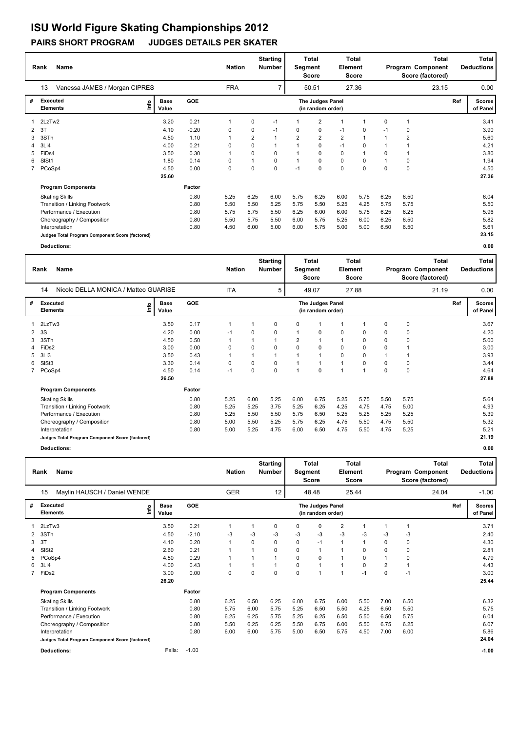# ISU World Figure Skating Championships 2012

## PAIRS SHORT PROGRAM JUDGES DETAILS PER SKATER

| Rank | Name | Nation | Starting Number | Total Segment Score | Total Element Score | Total Program Component Score (factored) | Total Deductions |
|---|---|---|---|---|---|---|---|
| 13 | Vanessa JAMES / Morgan CIPRES | FRA | 7 | 50.51 | 27.36 | 23.15 | 0.00 |

| # | Executed Elements | Info | Base Value | GOE | J1 | J2 | J3 | J4 | J5 | J6 | J7 | J8 | J9 | Ref | Scores of Panel |
|---|---|---|---|---|---|---|---|---|---|---|---|---|---|---|---|
| 1 | 2LzTw2 | | 3.20 | 0.21 | 1 | 0 | -1 | 1 | 2 | 1 | 1 | 0 | 1 | | 3.41 |
| 2 | 3T | | 4.10 | -0.20 | 0 | 0 | -1 | 0 | 0 | -1 | 0 | -1 | 0 | | 3.90 |
| 3 | 3STh | | 4.50 | 1.10 | 1 | 2 | 1 | 2 | 2 | 2 | 1 | 1 | 2 | | 5.60 |
| 4 | 3Li4 | | 4.00 | 0.21 | 0 | 0 | 1 | 1 | 0 | -1 | 0 | 1 | 1 | | 4.21 |
| 5 | FiDs4 | | 3.50 | 0.30 | 1 | 0 | 0 | 1 | 0 | 0 | 1 | 0 | 1 | | 3.80 |
| 6 | SlSt1 | | 1.80 | 0.14 | 0 | 1 | 0 | 1 | 0 | 0 | 0 | 1 | 0 | | 1.94 |
| 7 | PCoSp4 | | 4.50 | 0.00 | 0 | 0 | 0 | -1 | 0 | 0 | 0 | 0 | 0 | | 4.50 |
| | | | 25.60 | | | | | | | | | | | | 27.36 |

| Program Components | Factor | J1 | J2 | J3 | J4 | J5 | J6 | J7 | J8 | J9 | Scores of Panel |
|---|---|---|---|---|---|---|---|---|---|---|---|
| Skating Skills | 0.80 | 5.25 | 6.25 | 6.00 | 5.75 | 6.25 | 6.00 | 5.75 | 6.25 | 6.50 | 6.04 |
| Transition / Linking Footwork | 0.80 | 5.50 | 5.50 | 5.25 | 5.75 | 5.50 | 5.25 | 4.25 | 5.75 | 5.75 | 5.50 |
| Performance / Execution | 0.80 | 5.75 | 5.75 | 5.50 | 6.25 | 6.00 | 6.00 | 5.75 | 6.25 | 6.25 | 5.96 |
| Choreography / Composition | 0.80 | 5.50 | 5.75 | 5.50 | 6.00 | 5.75 | 5.25 | 6.00 | 6.25 | 6.50 | 5.82 |
| Interpretation | 0.80 | 4.50 | 6.00 | 5.00 | 6.00 | 5.75 | 5.00 | 5.00 | 6.50 | 6.50 | 5.61 |
| Judges Total Program Component Score (factored) | | | | | | | | | | | 23.15 |

**Deductions:** 0.00

| Rank | Name | Nation | Starting Number | Total Segment Score | Total Element Score | Total Program Component Score (factored) | Total Deductions |
|---|---|---|---|---|---|---|---|
| 14 | Nicole DELLA MONICA / Matteo GUARISE | ITA | 5 | 49.07 | 27.88 | 21.19 | 0.00 |

| # | Executed Elements | Info | Base Value | GOE | J1 | J2 | J3 | J4 | J5 | J6 | J7 | J8 | J9 | Ref | Scores of Panel |
|---|---|---|---|---|---|---|---|---|---|---|---|---|---|---|---|
| 1 | 2LzTw3 | | 3.50 | 0.17 | 1 | 1 | 0 | 0 | 1 | 1 | 1 | 0 | 0 | | 3.67 |
| 2 | 3S | | 4.20 | 0.00 | -1 | 0 | 0 | 1 | 0 | 0 | 0 | 0 | 0 | | 4.20 |
| 3 | 3STh | | 4.50 | 0.50 | 1 | 1 | 1 | 2 | 1 | 1 | 0 | 0 | 0 | | 5.00 |
| 4 | FiDs2 | | 3.00 | 0.00 | 0 | 0 | 0 | 0 | 0 | 0 | 0 | 0 | 1 | | 3.00 |
| 5 | 3Li3 | | 3.50 | 0.43 | 1 | 1 | 1 | 1 | 1 | 0 | 0 | 1 | 1 | | 3.93 |
| 6 | SlSt3 | | 3.30 | 0.14 | 0 | 0 | 0 | 1 | 1 | 1 | 0 | 0 | 0 | | 3.44 |
| 7 | PCoSp4 | | 4.50 | 0.14 | -1 | 0 | 0 | 1 | 0 | 1 | 1 | 0 | 0 | | 4.64 |
| | | | 26.50 | | | | | | | | | | | | 27.88 |

| Program Components | Factor | J1 | J2 | J3 | J4 | J5 | J6 | J7 | J8 | J9 | Scores of Panel |
|---|---|---|---|---|---|---|---|---|---|---|---|
| Skating Skills | 0.80 | 5.25 | 6.00 | 5.25 | 6.00 | 6.75 | 5.25 | 5.75 | 5.50 | 5.75 | 5.64 |
| Transition / Linking Footwork | 0.80 | 5.25 | 5.25 | 3.75 | 5.25 | 6.25 | 4.25 | 4.75 | 4.75 | 5.00 | 4.93 |
| Performance / Execution | 0.80 | 5.25 | 5.50 | 5.50 | 5.75 | 6.50 | 5.25 | 5.25 | 5.25 | 5.25 | 5.39 |
| Choreography / Composition | 0.80 | 5.00 | 5.50 | 5.25 | 5.75 | 6.25 | 4.75 | 5.50 | 4.75 | 5.50 | 5.32 |
| Interpretation | 0.80 | 5.00 | 5.25 | 4.75 | 6.00 | 6.50 | 4.75 | 5.50 | 4.75 | 5.25 | 5.21 |
| Judges Total Program Component Score (factored) | | | | | | | | | | | 21.19 |

**Deductions:** 0.00

| Rank | Name | Nation | Starting Number | Total Segment Score | Total Element Score | Total Program Component Score (factored) | Total Deductions |
|---|---|---|---|---|---|---|---|
| 15 | Maylin HAUSCH / Daniel WENDE | GER | 12 | 48.48 | 25.44 | 24.04 | -1.00 |

| # | Executed Elements | Info | Base Value | GOE | J1 | J2 | J3 | J4 | J5 | J6 | J7 | J8 | J9 | Ref | Scores of Panel |
|---|---|---|---|---|---|---|---|---|---|---|---|---|---|---|---|
| 1 | 2LzTw3 | | 3.50 | 0.21 | 1 | 1 | 0 | 0 | 0 | 2 | 1 | 1 | 1 | | 3.71 |
| 2 | 3STh | | 4.50 | -2.10 | -3 | -3 | -3 | -3 | -3 | -3 | -3 | -3 | -3 | | 2.40 |
| 3 | 3T | | 4.10 | 0.20 | 1 | 0 | 0 | 0 | -1 | 1 | 1 | 0 | 0 | | 4.30 |
| 4 | SlSt2 | | 2.60 | 0.21 | 1 | 1 | 0 | 0 | 1 | 1 | 0 | 0 | 0 | | 2.81 |
| 5 | PCoSp4 | | 4.50 | 0.29 | 1 | 1 | 1 | 0 | 0 | 1 | 0 | 1 | 0 | | 4.79 |
| 6 | 3Li4 | | 4.00 | 0.43 | 1 | 1 | 1 | 0 | 1 | 1 | 0 | 2 | 1 | | 4.43 |
| 7 | FiDs2 | | 3.00 | 0.00 | 0 | 0 | 0 | 0 | 1 | 1 | -1 | 0 | -1 | | 3.00 |
| | | | 26.20 | | | | | | | | | | | | 25.44 |

| Program Components | Factor | J1 | J2 | J3 | J4 | J5 | J6 | J7 | J8 | J9 | Scores of Panel |
|---|---|---|---|---|---|---|---|---|---|---|---|
| Skating Skills | 0.80 | 6.25 | 6.50 | 6.25 | 6.00 | 6.75 | 6.00 | 5.50 | 7.00 | 6.50 | 6.32 |
| Transition / Linking Footwork | 0.80 | 5.75 | 6.00 | 5.75 | 5.25 | 6.50 | 5.50 | 4.25 | 6.50 | 5.50 | 5.75 |
| Performance / Execution | 0.80 | 6.25 | 6.25 | 5.75 | 5.25 | 6.25 | 6.50 | 5.50 | 6.50 | 5.75 | 6.04 |
| Choreography / Composition | 0.80 | 5.50 | 6.25 | 6.25 | 5.50 | 6.75 | 6.00 | 5.50 | 6.75 | 6.25 | 6.07 |
| Interpretation | 0.80 | 6.00 | 6.00 | 5.75 | 5.00 | 6.50 | 5.75 | 4.50 | 7.00 | 6.00 | 5.86 |
| Judges Total Program Component Score (factored) | | | | | | | | | | | 24.04 |

**Deductions:** Falls: -1.00 — -1.00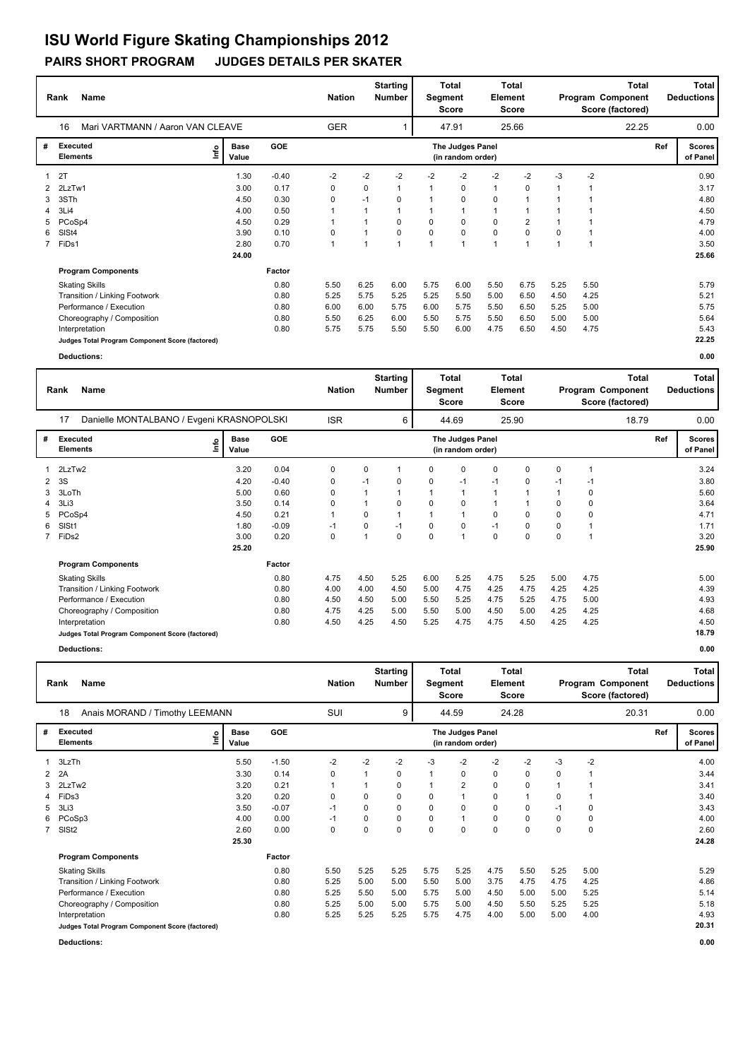# ISU World Figure Skating Championships 2012

## PAIRS SHORT PROGRAM JUDGES DETAILS PER SKATER

| Rank | Name | Nation | Starting Number | Total Segment Score | Total Element Score | Total Program Component Score (factored) | Total Deductions |
|---|---|---|---|---|---|---|---|
| 16 | Mari VARTMANN / Aaron VAN CLEAVE | GER | 1 | 47.91 | 25.66 | 22.25 | 0.00 |

| # | Executed Elements | Info | Base Value | GOE | J1 | J2 | J3 | J4 | J5 | J6 | J7 | J8 | J9 | Ref | Scores of Panel |
|---|---|---|---|---|---|---|---|---|---|---|---|---|---|---|---|
| 1 | 2T | | 1.30 | -0.40 | -2 | -2 | -2 | -2 | -2 | -2 | -2 | -3 | -2 | | 0.90 |
| 2 | 2LzTw1 | | 3.00 | 0.17 | 0 | 0 | 1 | 1 | 0 | 1 | 0 | 1 | 1 | | 3.17 |
| 3 | 3STh | | 4.50 | 0.30 | 0 | -1 | 0 | 1 | 0 | 0 | 1 | 1 | 1 | | 4.80 |
| 4 | 3Li4 | | 4.00 | 0.50 | 1 | 1 | 1 | 1 | 1 | 1 | 1 | 1 | 1 | | 4.50 |
| 5 | PCoSp4 | | 4.50 | 0.29 | 1 | 1 | 0 | 0 | 0 | 0 | 2 | 1 | 1 | | 4.79 |
| 6 | SlSt4 | | 3.90 | 0.10 | 0 | 1 | 0 | 0 | 0 | 0 | 0 | 0 | 1 | | 4.00 |
| 7 | FiDs1 | | 2.80 | 0.70 | 1 | 1 | 1 | 1 | 1 | 1 | 1 | 1 | 1 | | 3.50 |
| | | | 24.00 | | | | | | | | | | | | 25.66 |

| Program Components | Factor | J1 | J2 | J3 | J4 | J5 | J6 | J7 | J8 | J9 | Scores of Panel |
|---|---|---|---|---|---|---|---|---|---|---|---|
| Skating Skills | 0.80 | 5.50 | 6.25 | 6.00 | 5.75 | 6.00 | 5.50 | 6.75 | 5.25 | 5.50 | 5.79 |
| Transition / Linking Footwork | 0.80 | 5.25 | 5.75 | 5.25 | 5.25 | 5.50 | 5.00 | 6.50 | 4.50 | 4.25 | 5.21 |
| Performance / Execution | 0.80 | 6.00 | 6.00 | 5.75 | 6.00 | 5.75 | 5.50 | 6.50 | 5.25 | 5.00 | 5.75 |
| Choreography / Composition | 0.80 | 5.50 | 6.25 | 6.00 | 5.50 | 5.75 | 5.50 | 6.50 | 5.00 | 5.00 | 5.64 |
| Interpretation | 0.80 | 5.75 | 5.75 | 5.50 | 5.50 | 6.00 | 4.75 | 6.50 | 4.50 | 4.75 | 5.43 |
| Judges Total Program Component Score (factored) | | | | | | | | | | | 22.25 |

**Deductions:** 0.00

| Rank | Name | Nation | Starting Number | Total Segment Score | Total Element Score | Total Program Component Score (factored) | Total Deductions |
|---|---|---|---|---|---|---|---|
| 17 | Danielle MONTALBANO / Evgeni KRASNOPOLSKI | ISR | 6 | 44.69 | 25.90 | 18.79 | 0.00 |

| # | Executed Elements | Info | Base Value | GOE | J1 | J2 | J3 | J4 | J5 | J6 | J7 | J8 | J9 | Ref | Scores of Panel |
|---|---|---|---|---|---|---|---|---|---|---|---|---|---|---|---|
| 1 | 2LzTw2 | | 3.20 | 0.04 | 0 | 0 | 1 | 0 | 0 | 0 | 0 | 0 | 1 | | 3.24 |
| 2 | 3S | | 4.20 | -0.40 | 0 | -1 | 0 | 0 | -1 | -1 | 0 | -1 | -1 | | 3.80 |
| 3 | 3LoTh | | 5.00 | 0.60 | 0 | 1 | 1 | 1 | 1 | 1 | 1 | 1 | 0 | | 5.60 |
| 4 | 3Li3 | | 3.50 | 0.14 | 0 | 1 | 0 | 0 | 0 | 1 | 1 | 0 | 0 | | 3.64 |
| 5 | PCoSp4 | | 4.50 | 0.21 | 1 | 0 | 1 | 1 | 1 | 0 | 0 | 0 | 0 | | 4.71 |
| 6 | SlSt1 | | 1.80 | -0.09 | -1 | 0 | -1 | 0 | 0 | -1 | 0 | 0 | 1 | | 1.71 |
| 7 | FiDs2 | | 3.00 | 0.20 | 0 | 1 | 0 | 0 | 1 | 0 | 0 | 0 | 1 | | 3.20 |
| | | | 25.20 | | | | | | | | | | | | 25.90 |

| Program Components | Factor | J1 | J2 | J3 | J4 | J5 | J6 | J7 | J8 | J9 | Scores of Panel |
|---|---|---|---|---|---|---|---|---|---|---|---|
| Skating Skills | 0.80 | 4.75 | 4.50 | 5.25 | 6.00 | 5.25 | 4.75 | 5.25 | 5.00 | 4.75 | 5.00 |
| Transition / Linking Footwork | 0.80 | 4.00 | 4.00 | 4.50 | 5.00 | 4.75 | 4.25 | 4.75 | 4.25 | 4.25 | 4.39 |
| Performance / Execution | 0.80 | 4.50 | 4.50 | 5.00 | 5.50 | 5.25 | 4.75 | 5.25 | 4.75 | 5.00 | 4.93 |
| Choreography / Composition | 0.80 | 4.75 | 4.25 | 5.00 | 5.50 | 5.00 | 4.50 | 5.00 | 4.25 | 4.25 | 4.68 |
| Interpretation | 0.80 | 4.50 | 4.25 | 4.50 | 5.25 | 4.75 | 4.75 | 4.50 | 4.25 | 4.25 | 4.50 |
| Judges Total Program Component Score (factored) | | | | | | | | | | | 18.79 |

**Deductions:** 0.00

| Rank | Name | Nation | Starting Number | Total Segment Score | Total Element Score | Total Program Component Score (factored) | Total Deductions |
|---|---|---|---|---|---|---|---|
| 18 | Anais MORAND / Timothy LEEMANN | SUI | 9 | 44.59 | 24.28 | 20.31 | 0.00 |

| # | Executed Elements | Info | Base Value | GOE | J1 | J2 | J3 | J4 | J5 | J6 | J7 | J8 | J9 | Ref | Scores of Panel |
|---|---|---|---|---|---|---|---|---|---|---|---|---|---|---|---|
| 1 | 3LzTh | | 5.50 | -1.50 | -2 | -2 | -2 | -3 | -2 | -2 | -2 | -3 | -2 | | 4.00 |
| 2 | 2A | | 3.30 | 0.14 | 0 | 1 | 0 | 1 | 0 | 0 | 0 | 0 | 1 | | 3.44 |
| 3 | 2LzTw2 | | 3.20 | 0.21 | 1 | 1 | 0 | 1 | 2 | 0 | 0 | 1 | 1 | | 3.41 |
| 4 | FiDs3 | | 3.20 | 0.20 | 0 | 0 | 0 | 0 | 1 | 0 | 1 | 0 | 1 | | 3.40 |
| 5 | 3Li3 | | 3.50 | -0.07 | -1 | 0 | 0 | 0 | 0 | 0 | 0 | -1 | 0 | | 3.43 |
| 6 | PCoSp3 | | 4.00 | 0.00 | -1 | 0 | 0 | 0 | 1 | 0 | 0 | 0 | 0 | | 4.00 |
| 7 | SlSt2 | | 2.60 | 0.00 | 0 | 0 | 0 | 0 | 0 | 0 | 0 | 0 | 0 | | 2.60 |
| | | | 25.30 | | | | | | | | | | | | 24.28 |

| Program Components | Factor | J1 | J2 | J3 | J4 | J5 | J6 | J7 | J8 | J9 | Scores of Panel |
|---|---|---|---|---|---|---|---|---|---|---|---|
| Skating Skills | 0.80 | 5.50 | 5.25 | 5.25 | 5.75 | 5.25 | 4.75 | 5.50 | 5.25 | 5.00 | 5.29 |
| Transition / Linking Footwork | 0.80 | 5.25 | 5.00 | 5.00 | 5.50 | 5.00 | 3.75 | 4.75 | 4.75 | 4.25 | 4.86 |
| Performance / Execution | 0.80 | 5.25 | 5.50 | 5.00 | 5.75 | 5.00 | 4.50 | 5.00 | 5.00 | 5.25 | 5.14 |
| Choreography / Composition | 0.80 | 5.25 | 5.00 | 5.00 | 5.75 | 5.00 | 4.50 | 5.50 | 5.25 | 5.25 | 5.18 |
| Interpretation | 0.80 | 5.25 | 5.25 | 5.25 | 5.75 | 4.75 | 4.00 | 5.00 | 5.00 | 4.00 | 4.93 |
| Judges Total Program Component Score (factored) | | | | | | | | | | | 20.31 |

**Deductions:** 0.00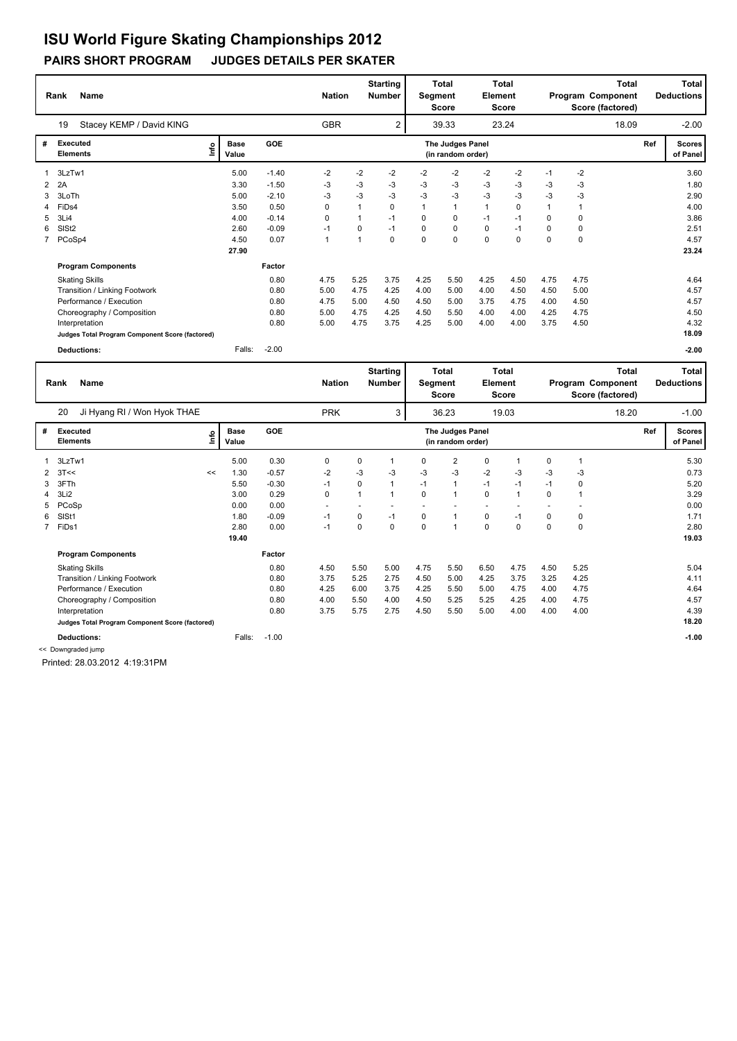# ISU World Figure Skating Championships 2012

## PAIRS SHORT PROGRAM JUDGES DETAILS PER SKATER

| Rank | Name | Nation | Starting Number | Total Segment Score | Total Element Score | Total Program Component Score (factored) | Total Deductions |
|---|---|---|---|---|---|---|---|
| 19 | Stacey KEMP / David KING | GBR | 2 | 39.33 | 23.24 | 18.09 | -2.00 |

| # | Executed Elements | Info | Base Value | GOE | The Judges Panel (in random order) | | | | | | | | | Ref | Scores of Panel |
|---|---|---|---|---|---|---|---|---|---|---|---|---|---|---|---|
| 1 | 3LzTw1 | | 5.00 | -1.40 | -2 | -2 | -2 | -2 | -2 | -2 | -2 | -1 | -2 | | 3.60 |
| 2 | 2A | | 3.30 | -1.50 | -3 | -3 | -3 | -3 | -3 | -3 | -3 | -3 | -3 | | 1.80 |
| 3 | 3LoTh | | 5.00 | -2.10 | -3 | -3 | -3 | -3 | -3 | -3 | -3 | -3 | -3 | | 2.90 |
| 4 | FiDs4 | | 3.50 | 0.50 | 0 | 1 | 0 | 1 | 1 | 1 | 0 | 1 | 1 | | 4.00 |
| 5 | 3Li4 | | 4.00 | -0.14 | 0 | 1 | -1 | 0 | 0 | -1 | -1 | 0 | 0 | | 3.86 |
| 6 | SlSt2 | | 2.60 | -0.09 | -1 | 0 | -1 | 0 | 0 | 0 | -1 | 0 | 0 | | 2.51 |
| 7 | PCoSp4 | | 4.50 | 0.07 | 1 | 1 | 0 | 0 | 0 | 0 | 0 | 0 | 0 | | 4.57 |
| | | | 27.90 | | | | | | | | | | | | 23.24 |

| Program Components | | Factor | | | | | | | | | | | |
|---|---|---|---|---|---|---|---|---|---|---|---|---|---|
| Skating Skills | | 0.80 | 4.75 | 5.25 | 3.75 | 4.25 | 5.50 | 4.25 | 4.50 | 4.75 | 4.75 | | 4.64 |
| Transition / Linking Footwork | | 0.80 | 5.00 | 4.75 | 4.25 | 4.00 | 5.00 | 4.00 | 4.50 | 4.50 | 5.00 | | 4.57 |
| Performance / Execution | | 0.80 | 4.75 | 5.00 | 4.50 | 4.50 | 5.00 | 3.75 | 4.75 | 4.00 | 4.50 | | 4.57 |
| Choreography / Composition | | 0.80 | 5.00 | 4.75 | 4.25 | 4.50 | 5.50 | 4.00 | 4.00 | 4.25 | 4.75 | | 4.50 |
| Interpretation | | 0.80 | 5.00 | 4.75 | 3.75 | 4.25 | 5.00 | 4.00 | 4.00 | 3.75 | 4.50 | | 4.32 |
| Judges Total Program Component Score (factored) | | | | | | | | | | | | | 18.09 |
| Deductions: | Falls: | -2.00 | | | | | | | | | | | -2.00 |

| Rank | Name | Nation | Starting Number | Total Segment Score | Total Element Score | Total Program Component Score (factored) | Total Deductions |
|---|---|---|---|---|---|---|---|
| 20 | Ji Hyang RI / Won Hyok THAE | PRK | 3 | 36.23 | 19.03 | 18.20 | -1.00 |

| # | Executed Elements | Info | Base Value | GOE | The Judges Panel (in random order) | | | | | | | | | Ref | Scores of Panel |
|---|---|---|---|---|---|---|---|---|---|---|---|---|---|---|---|
| 1 | 3LzTw1 | | 5.00 | 0.30 | 0 | 0 | 1 | 0 | 2 | 0 | 1 | 0 | 1 | | 5.30 |
| 2 | 3T<< | << | 1.30 | -0.57 | -2 | -3 | -3 | -3 | -3 | -2 | -3 | -3 | -3 | | 0.73 |
| 3 | 3FTh | | 5.50 | -0.30 | -1 | 0 | 1 | -1 | 1 | -1 | -1 | -1 | 0 | | 5.20 |
| 4 | 3Li2 | | 3.00 | 0.29 | 0 | 1 | 1 | 0 | 1 | 0 | 1 | 0 | 1 | | 3.29 |
| 5 | PCoSp | | 0.00 | 0.00 | - | - | - | - | - | - | - | - | - | | 0.00 |
| 6 | SlSt1 | | 1.80 | -0.09 | -1 | 0 | -1 | 0 | 1 | 0 | -1 | 0 | 0 | | 1.71 |
| 7 | FiDs1 | | 2.80 | 0.00 | -1 | 0 | 0 | 0 | 1 | 0 | 0 | 0 | 0 | | 2.80 |
| | | | 19.40 | | | | | | | | | | | | 19.03 |

| Program Components | | Factor | | | | | | | | | | | |
|---|---|---|---|---|---|---|---|---|---|---|---|---|---|
| Skating Skills | | 0.80 | 4.50 | 5.50 | 5.00 | 4.75 | 5.50 | 6.50 | 4.75 | 4.50 | 5.25 | | 5.04 |
| Transition / Linking Footwork | | 0.80 | 3.75 | 5.25 | 2.75 | 4.50 | 5.00 | 4.25 | 3.75 | 3.25 | 4.25 | | 4.11 |
| Performance / Execution | | 0.80 | 4.25 | 6.00 | 3.75 | 4.25 | 5.50 | 5.00 | 4.75 | 4.00 | 4.75 | | 4.64 |
| Choreography / Composition | | 0.80 | 4.00 | 5.50 | 4.00 | 4.50 | 5.25 | 5.25 | 4.25 | 4.00 | 4.75 | | 4.57 |
| Interpretation | | 0.80 | 3.75 | 5.75 | 2.75 | 4.50 | 5.50 | 5.00 | 4.00 | 4.00 | 4.00 | | 4.39 |
| Judges Total Program Component Score (factored) | | | | | | | | | | | | | 18.20 |
| Deductions: | Falls: | -1.00 | | | | | | | | | | | -1.00 |

<< Downgraded jump

Printed: 28.03.2012 4:19:31PM